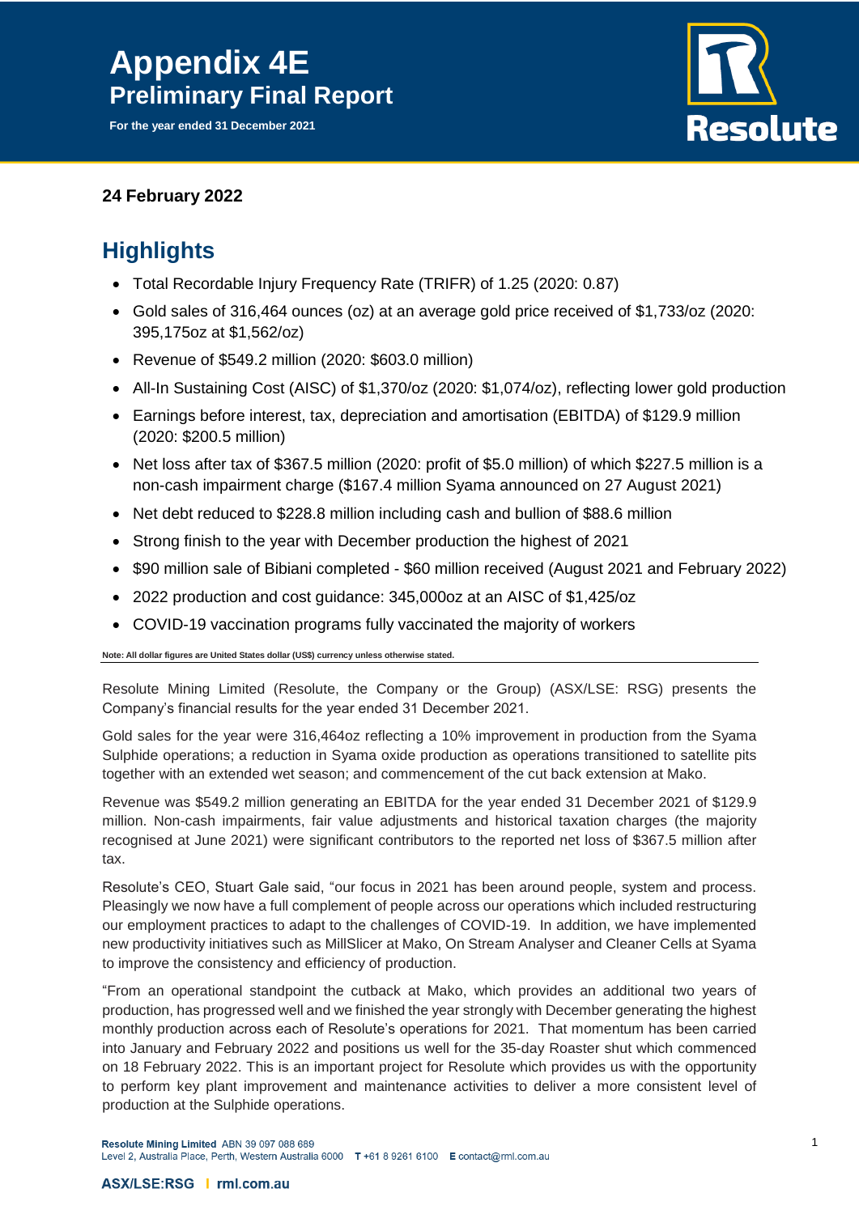# Appendix 4E
## Preliminary Final Report

**For the year ended 31 December 2021**

**24 February 2022**

## Highlights

- Total Recordable Injury Frequency Rate (TRIFR) of 1.25 (2020: 0.87)
- Gold sales of 316,464 ounces (oz) at an average gold price received of $1,733/oz (2020: 395,175oz at $1,562/oz)
- Revenue of $549.2 million (2020: $603.0 million)
- All-In Sustaining Cost (AISC) of $1,370/oz (2020: $1,074/oz), reflecting lower gold production
- Earnings before interest, tax, depreciation and amortisation (EBITDA) of $129.9 million (2020: $200.5 million)
- Net loss after tax of $367.5 million (2020: profit of $5.0 million) of which $227.5 million is a non-cash impairment charge ($167.4 million Syama announced on 27 August 2021)
- Net debt reduced to $228.8 million including cash and bullion of $88.6 million
- Strong finish to the year with December production the highest of 2021
- $90 million sale of Bibiani completed - $60 million received (August 2021 and February 2022)
- 2022 production and cost guidance: 345,000oz at an AISC of $1,425/oz
- COVID-19 vaccination programs fully vaccinated the majority of workers

**Note: All dollar figures are United States dollar (US$) currency unless otherwise stated.**

Resolute Mining Limited (Resolute, the Company or the Group) (ASX/LSE: RSG) presents the Company's financial results for the year ended 31 December 2021.

Gold sales for the year were 316,464oz reflecting a 10% improvement in production from the Syama Sulphide operations; a reduction in Syama oxide production as operations transitioned to satellite pits together with an extended wet season; and commencement of the cut back extension at Mako.

Revenue was $549.2 million generating an EBITDA for the year ended 31 December 2021 of $129.9 million. Non-cash impairments, fair value adjustments and historical taxation charges (the majority recognised at June 2021) were significant contributors to the reported net loss of $367.5 million after tax.

Resolute's CEO, Stuart Gale said, "our focus in 2021 has been around people, system and process. Pleasingly we now have a full complement of people across our operations which included restructuring our employment practices to adapt to the challenges of COVID-19. In addition, we have implemented new productivity initiatives such as MillSlicer at Mako, On Stream Analyser and Cleaner Cells at Syama to improve the consistency and efficiency of production.

"From an operational standpoint the cutback at Mako, which provides an additional two years of production, has progressed well and we finished the year strongly with December generating the highest monthly production across each of Resolute's operations for 2021. That momentum has been carried into January and February 2022 and positions us well for the 35-day Roaster shut which commenced on 18 February 2022. This is an important project for Resolute which provides us with the opportunity to perform key plant improvement and maintenance activities to deliver a more consistent level of production at the Sulphide operations.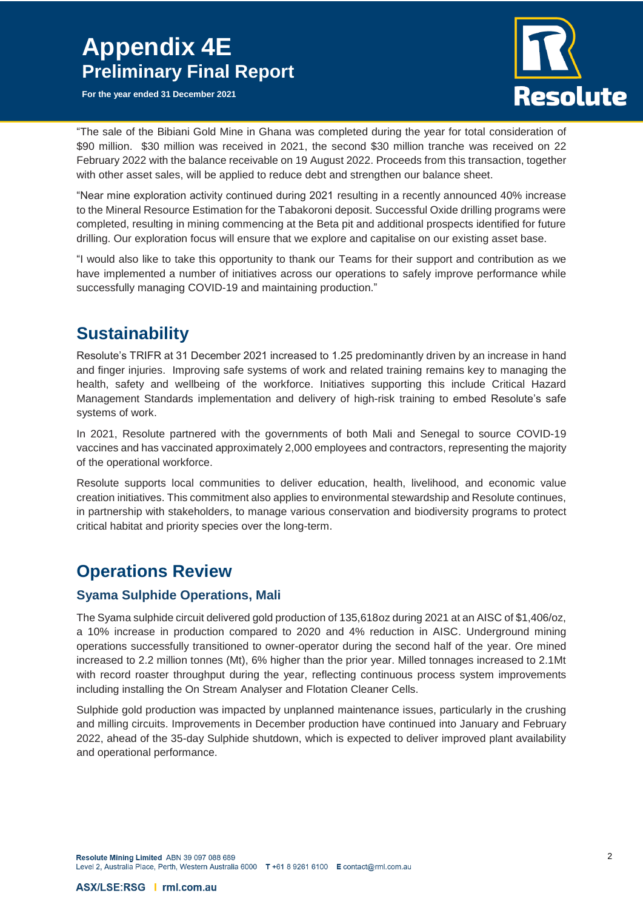"The sale of the Bibiani Gold Mine in Ghana was completed during the year for total consideration of $90 million. $30 million was received in 2021, the second $30 million tranche was received on 22 February 2022 with the balance receivable on 19 August 2022. Proceeds from this transaction, together with other asset sales, will be applied to reduce debt and strengthen our balance sheet.

"Near mine exploration activity continued during 2021 resulting in a recently announced 40% increase to the Mineral Resource Estimation for the Tabakoroni deposit. Successful Oxide drilling programs were completed, resulting in mining commencing at the Beta pit and additional prospects identified for future drilling. Our exploration focus will ensure that we explore and capitalise on our existing asset base.

"I would also like to take this opportunity to thank our Teams for their support and contribution as we have implemented a number of initiatives across our operations to safely improve performance while successfully managing COVID-19 and maintaining production."

# Sustainability

Resolute's TRIFR at 31 December 2021 increased to 1.25 predominantly driven by an increase in hand and finger injuries. Improving safe systems of work and related training remains key to managing the health, safety and wellbeing of the workforce. Initiatives supporting this include Critical Hazard Management Standards implementation and delivery of high-risk training to embed Resolute's safe systems of work.

In 2021, Resolute partnered with the governments of both Mali and Senegal to source COVID-19 vaccines and has vaccinated approximately 2,000 employees and contractors, representing the majority of the operational workforce.

Resolute supports local communities to deliver education, health, livelihood, and economic value creation initiatives. This commitment also applies to environmental stewardship and Resolute continues, in partnership with stakeholders, to manage various conservation and biodiversity programs to protect critical habitat and priority species over the long-term.

# Operations Review

## Syama Sulphide Operations, Mali

The Syama sulphide circuit delivered gold production of 135,618oz during 2021 at an AISC of $1,406/oz, a 10% increase in production compared to 2020 and 4% reduction in AISC. Underground mining operations successfully transitioned to owner-operator during the second half of the year. Ore mined increased to 2.2 million tonnes (Mt), 6% higher than the prior year. Milled tonnages increased to 2.1Mt with record roaster throughput during the year, reflecting continuous process system improvements including installing the On Stream Analyser and Flotation Cleaner Cells.

Sulphide gold production was impacted by unplanned maintenance issues, particularly in the crushing and milling circuits. Improvements in December production have continued into January and February 2022, ahead of the 35-day Sulphide shutdown, which is expected to deliver improved plant availability and operational performance.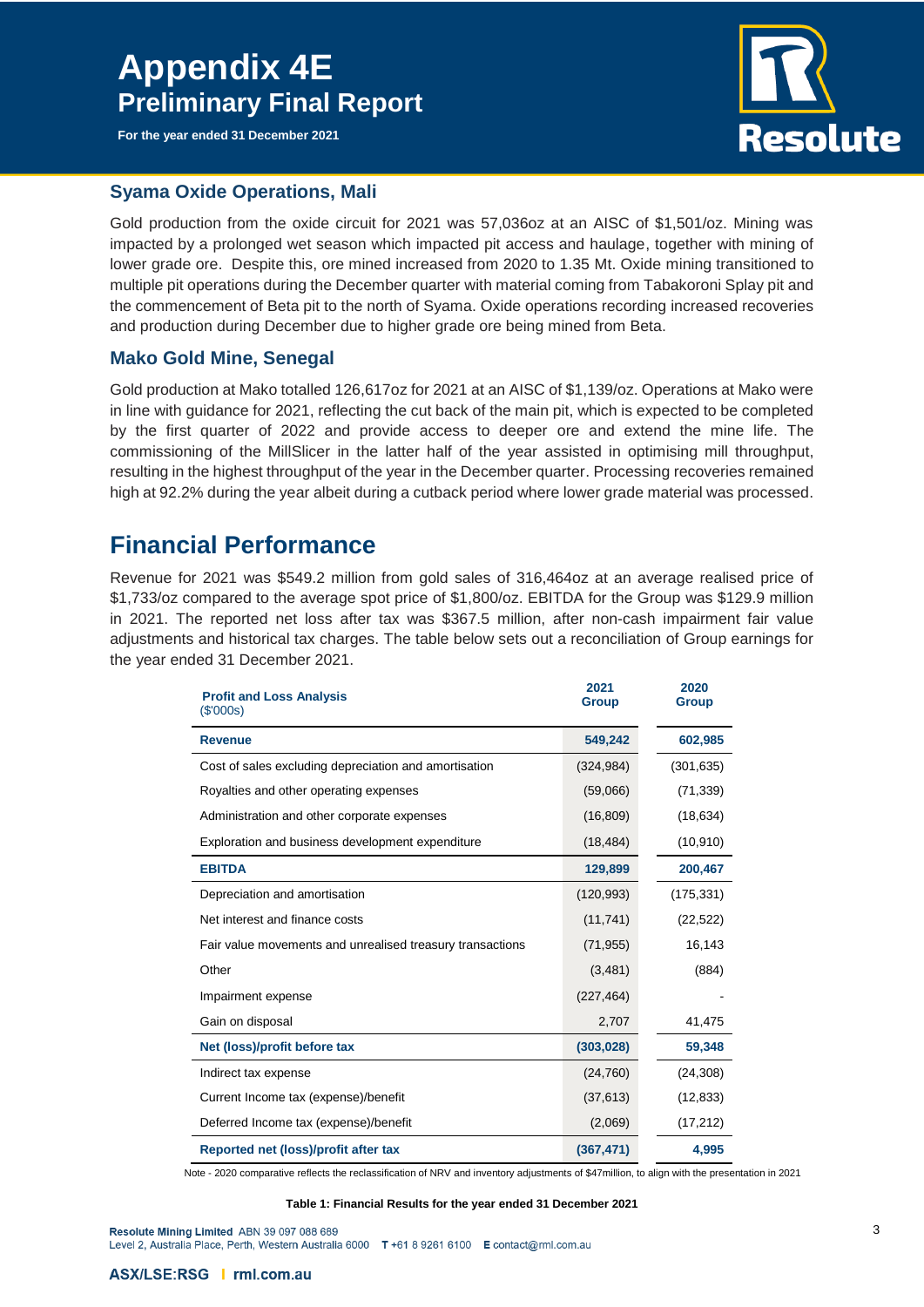### Syama Oxide Operations, Mali

Gold production from the oxide circuit for 2021 was 57,036oz at an AISC of $1,501/oz. Mining was impacted by a prolonged wet season which impacted pit access and haulage, together with mining of lower grade ore. Despite this, ore mined increased from 2020 to 1.35 Mt. Oxide mining transitioned to multiple pit operations during the December quarter with material coming from Tabakoroni Splay pit and the commencement of Beta pit to the north of Syama. Oxide operations recording increased recoveries and production during December due to higher grade ore being mined from Beta.

### Mako Gold Mine, Senegal

Gold production at Mako totalled 126,617oz for 2021 at an AISC of $1,139/oz. Operations at Mako were in line with guidance for 2021, reflecting the cut back of the main pit, which is expected to be completed by the first quarter of 2022 and provide access to deeper ore and extend the mine life. The commissioning of the MillSlicer in the latter half of the year assisted in optimising mill throughput, resulting in the highest throughput of the year in the December quarter. Processing recoveries remained high at 92.2% during the year albeit during a cutback period where lower grade material was processed.

## Financial Performance

Revenue for 2021 was $549.2 million from gold sales of 316,464oz at an average realised price of $1,733/oz compared to the average spot price of $1,800/oz. EBITDA for the Group was $129.9 million in 2021. The reported net loss after tax was $367.5 million, after non-cash impairment fair value adjustments and historical tax charges. The table below sets out a reconciliation of Group earnings for the year ended 31 December 2021.

| **Profit and Loss Analysis** ($'000s) | **2021 Group** | **2020 Group** |
|---|---|---|
| **Revenue** | **549,242** | **602,985** |
| Cost of sales excluding depreciation and amortisation | (324,984) | (301,635) |
| Royalties and other operating expenses | (59,066) | (71,339) |
| Administration and other corporate expenses | (16,809) | (18,634) |
| Exploration and business development expenditure | (18,484) | (10,910) |
| **EBITDA** | **129,899** | **200,467** |
| Depreciation and amortisation | (120,993) | (175,331) |
| Net interest and finance costs | (11,741) | (22,522) |
| Fair value movements and unrealised treasury transactions | (71,955) | 16,143 |
| Other | (3,481) | (884) |
| Impairment expense | (227,464) | - |
| Gain on disposal | 2,707 | 41,475 |
| **Net (loss)/profit before tax** | **(303,028)** | **59,348** |
| Indirect tax expense | (24,760) | (24,308) |
| Current Income tax (expense)/benefit | (37,613) | (12,833) |
| Deferred Income tax (expense)/benefit | (2,069) | (17,212) |
| **Reported net (loss)/profit after tax** | **(367,471)** | **4,995** |

Note - 2020 comparative reflects the reclassification of NRV and inventory adjustments of $47million, to align with the presentation in 2021

**Table 1: Financial Results for the year ended 31 December 2021**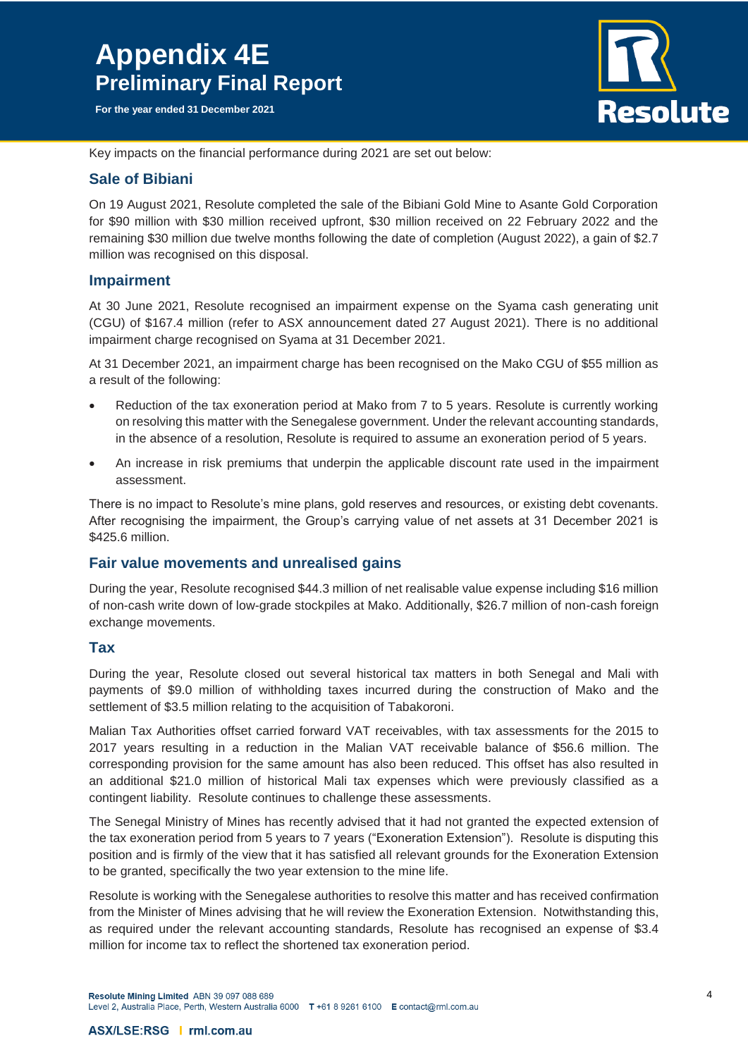Key impacts on the financial performance during 2021 are set out below:

## Sale of Bibiani

On 19 August 2021, Resolute completed the sale of the Bibiani Gold Mine to Asante Gold Corporation for $90 million with $30 million received upfront, $30 million received on 22 February 2022 and the remaining $30 million due twelve months following the date of completion (August 2022), a gain of $2.7 million was recognised on this disposal.

## Impairment

At 30 June 2021, Resolute recognised an impairment expense on the Syama cash generating unit (CGU) of $167.4 million (refer to ASX announcement dated 27 August 2021). There is no additional impairment charge recognised on Syama at 31 December 2021.

At 31 December 2021, an impairment charge has been recognised on the Mako CGU of $55 million as a result of the following:

- Reduction of the tax exoneration period at Mako from 7 to 5 years. Resolute is currently working on resolving this matter with the Senegalese government. Under the relevant accounting standards, in the absence of a resolution, Resolute is required to assume an exoneration period of 5 years.
- An increase in risk premiums that underpin the applicable discount rate used in the impairment assessment.

There is no impact to Resolute's mine plans, gold reserves and resources, or existing debt covenants. After recognising the impairment, the Group's carrying value of net assets at 31 December 2021 is $425.6 million.

## Fair value movements and unrealised gains

During the year, Resolute recognised $44.3 million of net realisable value expense including $16 million of non-cash write down of low-grade stockpiles at Mako. Additionally, $26.7 million of non-cash foreign exchange movements.

## Tax

During the year, Resolute closed out several historical tax matters in both Senegal and Mali with payments of $9.0 million of withholding taxes incurred during the construction of Mako and the settlement of $3.5 million relating to the acquisition of Tabakoroni.

Malian Tax Authorities offset carried forward VAT receivables, with tax assessments for the 2015 to 2017 years resulting in a reduction in the Malian VAT receivable balance of $56.6 million. The corresponding provision for the same amount has also been reduced. This offset has also resulted in an additional $21.0 million of historical Mali tax expenses which were previously classified as a contingent liability. Resolute continues to challenge these assessments.

The Senegal Ministry of Mines has recently advised that it had not granted the expected extension of the tax exoneration period from 5 years to 7 years ("Exoneration Extension"). Resolute is disputing this position and is firmly of the view that it has satisfied all relevant grounds for the Exoneration Extension to be granted, specifically the two year extension to the mine life.

Resolute is working with the Senegalese authorities to resolve this matter and has received confirmation from the Minister of Mines advising that he will review the Exoneration Extension. Notwithstanding this, as required under the relevant accounting standards, Resolute has recognised an expense of $3.4 million for income tax to reflect the shortened tax exoneration period.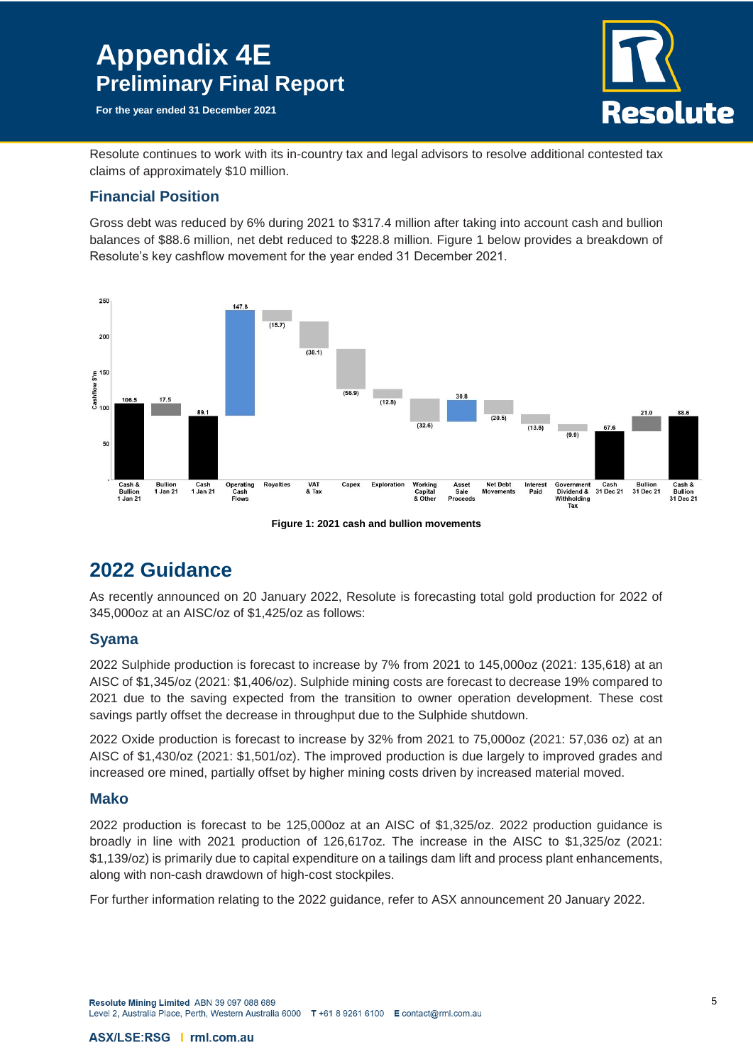Resolute continues to work with its in-country tax and legal advisors to resolve additional contested tax claims of approximately $10 million.

### Financial Position

Gross debt was reduced by 6% during 2021 to $317.4 million after taking into account cash and bullion balances of $88.6 million, net debt reduced to $228.8 million. Figure 1 below provides a breakdown of Resolute's key cashflow movement for the year ended 31 December 2021.

**Figure 1: 2021 cash and bullion movements**

## 2022 Guidance

As recently announced on 20 January 2022, Resolute is forecasting total gold production for 2022 of 345,000oz at an AISC/oz of $1,425/oz as follows:

### Syama

2022 Sulphide production is forecast to increase by 7% from 2021 to 145,000oz (2021: 135,618) at an AISC of $1,345/oz (2021: $1,406/oz). Sulphide mining costs are forecast to decrease 19% compared to 2021 due to the saving expected from the transition to owner operation development. These cost savings partly offset the decrease in throughput due to the Sulphide shutdown.

2022 Oxide production is forecast to increase by 32% from 2021 to 75,000oz (2021: 57,036 oz) at an AISC of $1,430/oz (2021: $1,501/oz). The improved production is due largely to improved grades and increased ore mined, partially offset by higher mining costs driven by increased material moved.

### Mako

2022 production is forecast to be 125,000oz at an AISC of $1,325/oz. 2022 production guidance is broadly in line with 2021 production of 126,617oz. The increase in the AISC to $1,325/oz (2021: $1,139/oz) is primarily due to capital expenditure on a tailings dam lift and process plant enhancements, along with non-cash drawdown of high-cost stockpiles.

For further information relating to the 2022 guidance, refer to ASX announcement 20 January 2022.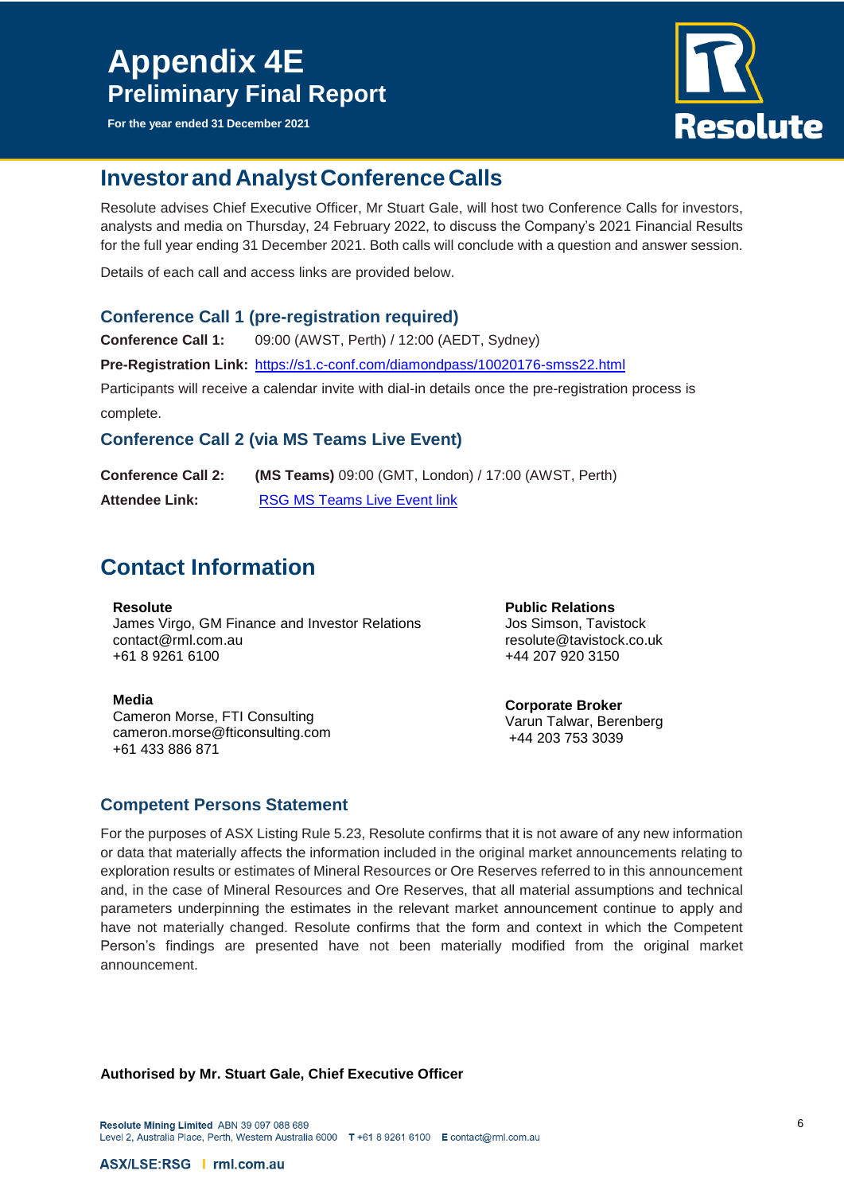# Appendix 4E
## Preliminary Final Report

**For the year ended 31 December 2021**

## Investor and Analyst Conference Calls

Resolute advises Chief Executive Officer, Mr Stuart Gale, will host two Conference Calls for investors, analysts and media on Thursday, 24 February 2022, to discuss the Company's 2021 Financial Results for the full year ending 31 December 2021. Both calls will conclude with a question and answer session.

Details of each call and access links are provided below.

### Conference Call 1 (pre-registration required)

**Conference Call 1:** 09:00 (AWST, Perth) / 12:00 (AEDT, Sydney)

**Pre-Registration Link:** https://s1.c-conf.com/diamondpass/10020176-smss22.html

Participants will receive a calendar invite with dial-in details once the pre-registration process is complete.

### Conference Call 2 (via MS Teams Live Event)

**Conference Call 2:** **(MS Teams)** 09:00 (GMT, London) / 17:00 (AWST, Perth)

**Attendee Link:** RSG MS Teams Live Event link

## Contact Information

**Resolute**
James Virgo, GM Finance and Investor Relations
contact@rml.com.au
+61 8 9261 6100

**Public Relations**
Jos Simson, Tavistock
resolute@tavistock.co.uk
+44 207 920 3150

**Media**
Cameron Morse, FTI Consulting
cameron.morse@fticonsulting.com
+61 433 886 871

**Corporate Broker**
Varun Talwar, Berenberg
+44 203 753 3039

### Competent Persons Statement

For the purposes of ASX Listing Rule 5.23, Resolute confirms that it is not aware of any new information or data that materially affects the information included in the original market announcements relating to exploration results or estimates of Mineral Resources or Ore Reserves referred to in this announcement and, in the case of Mineral Resources and Ore Reserves, that all material assumptions and technical parameters underpinning the estimates in the relevant market announcement continue to apply and have not materially changed. Resolute confirms that the form and context in which the Competent Person's findings are presented have not been materially modified from the original market announcement.

**Authorised by Mr. Stuart Gale, Chief Executive Officer**

**Resolute Mining Limited** ABN 39 097 088 689
Level 2, Australia Place, Perth, Western Australia 6000 **T** +61 8 9261 6100 **E** contact@rml.com.au

**ASX/LSE:RSG | rml.com.au**